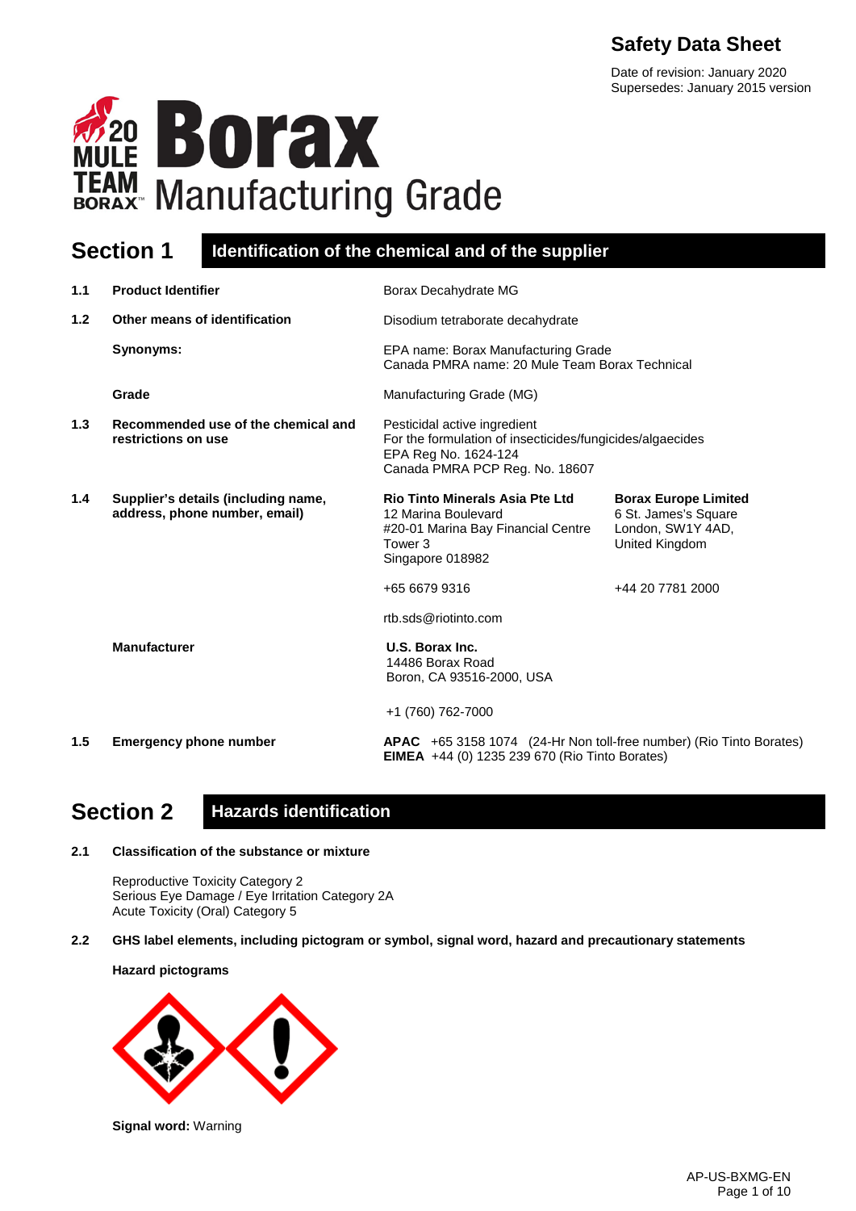# Safety Data Sheet

Date of revision: January 2020
Supersedes: January 2015 version

**20 MULE TEAM BORAX™ Borax Manufacturing Grade**

## Section 1 Identification of the chemical and of the supplier

**1.1 Product Identifier**

Borax Decahydrate MG

**1.2 Other means of identification**

Disodium tetraborate decahydrate

**Synonyms:**

EPA name: Borax Manufacturing Grade
Canada PMRA name: 20 Mule Team Borax Technical

**Grade**

Manufacturing Grade (MG)

**1.3 Recommended use of the chemical and restrictions on use**

Pesticidal active ingredient
For the formulation of insecticides/fungicides/algaecides
EPA Reg No. 1624-124
Canada PMRA PCP Reg. No. 18607

**1.4 Supplier's details (including name, address, phone number, email)**

**Rio Tinto Minerals Asia Pte Ltd**
12 Marina Boulevard
#20-01 Marina Bay Financial Centre
Tower 3
Singapore 018982

+65 6679 9316

**Borax Europe Limited**
6 St. James's Square
London, SW1Y 4AD,
United Kingdom

+44 20 7781 2000

rtb.sds@riotinto.com

**Manufacturer**

**U.S. Borax Inc.**
14486 Borax Road
Boron, CA 93516-2000, USA

+1 (760) 762-7000

**1.5 Emergency phone number**

**APAC** +65 3158 1074 (24-Hr Non toll-free number) (Rio Tinto Borates)
**EIMEA** +44 (0) 1235 239 670 (Rio Tinto Borates)

## Section 2 Hazards identification

**2.1 Classification of the substance or mixture**

Reproductive Toxicity Category 2
Serious Eye Damage / Eye Irritation Category 2A
Acute Toxicity (Oral) Category 5

**2.2 GHS label elements, including pictogram or symbol, signal word, hazard and precautionary statements**

**Hazard pictograms**

**Signal word:** Warning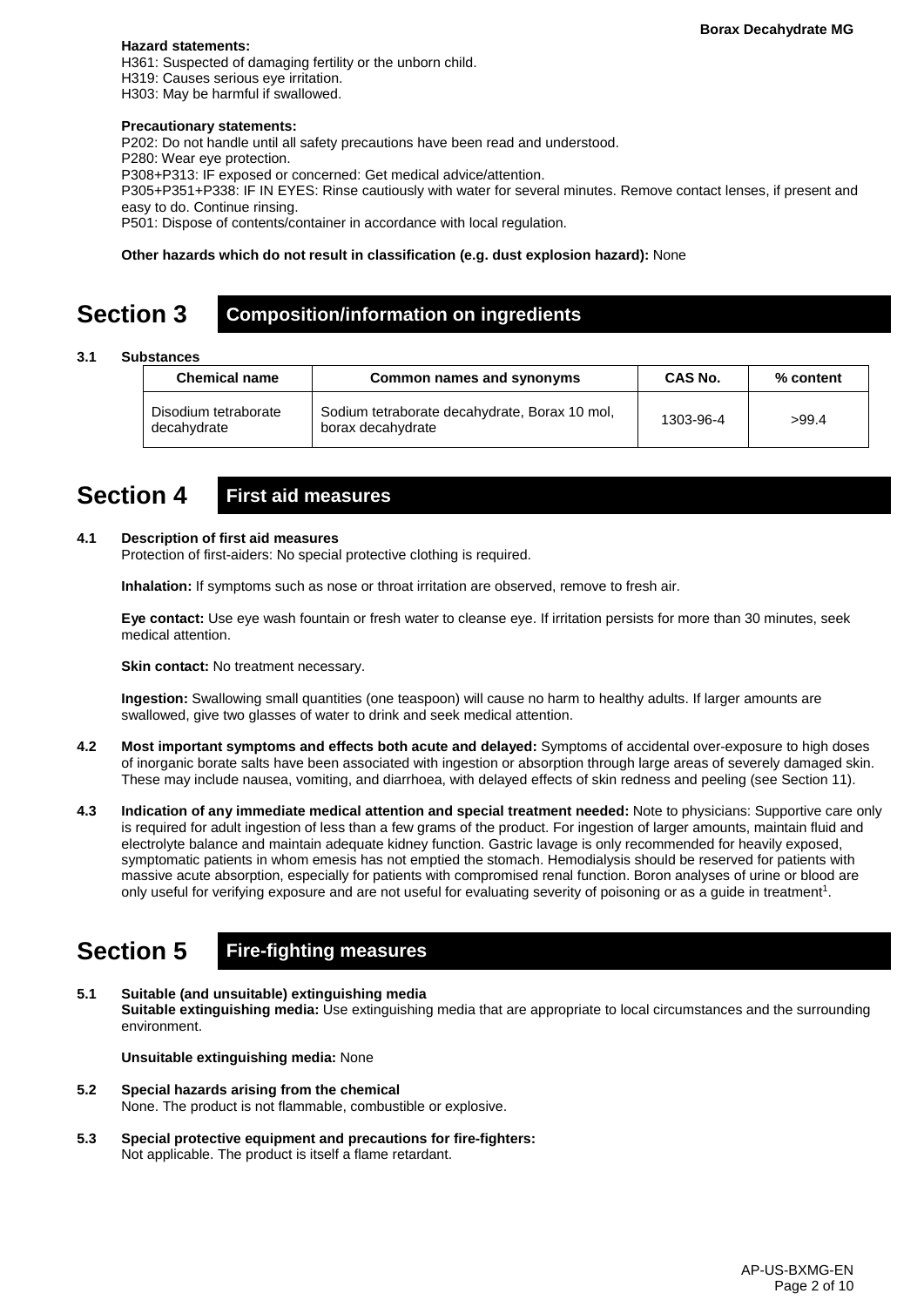**Hazard statements:**
H361: Suspected of damaging fertility or the unborn child.
H319: Causes serious eye irritation.
H303: May be harmful if swallowed.

**Precautionary statements:**
P202: Do not handle until all safety precautions have been read and understood.
P280: Wear eye protection.
P308+P313: IF exposed or concerned: Get medical advice/attention.
P305+P351+P338: IF IN EYES: Rinse cautiously with water for several minutes. Remove contact lenses, if present and easy to do. Continue rinsing.
P501: Dispose of contents/container in accordance with local regulation.

**Other hazards which do not result in classification (e.g. dust explosion hazard):** None

# Section 3 Composition/information on ingredients

**3.1 Substances**

| Chemical name | Common names and synonyms | CAS No. | % content |
|---|---|---|---|
| Disodium tetraborate decahydrate | Sodium tetraborate decahydrate, Borax 10 mol, borax decahydrate | 1303-96-4 | >99.4 |

# Section 4 First aid measures

**4.1 Description of first aid measures**
Protection of first-aiders: No special protective clothing is required.

**Inhalation:** If symptoms such as nose or throat irritation are observed, remove to fresh air.

**Eye contact:** Use eye wash fountain or fresh water to cleanse eye. If irritation persists for more than 30 minutes, seek medical attention.

**Skin contact:** No treatment necessary.

**Ingestion:** Swallowing small quantities (one teaspoon) will cause no harm to healthy adults. If larger amounts are swallowed, give two glasses of water to drink and seek medical attention.

**4.2 Most important symptoms and effects both acute and delayed:** Symptoms of accidental over-exposure to high doses of inorganic borate salts have been associated with ingestion or absorption through large areas of severely damaged skin. These may include nausea, vomiting, and diarrhoea, with delayed effects of skin redness and peeling (see Section 11).

**4.3 Indication of any immediate medical attention and special treatment needed:** Note to physicians: Supportive care only is required for adult ingestion of less than a few grams of the product. For ingestion of larger amounts, maintain fluid and electrolyte balance and maintain adequate kidney function. Gastric lavage is only recommended for heavily exposed, symptomatic patients in whom emesis has not emptied the stomach. Hemodialysis should be reserved for patients with massive acute absorption, especially for patients with compromised renal function. Boron analyses of urine or blood are only useful for verifying exposure and are not useful for evaluating severity of poisoning or as a guide in treatment[1].

# Section 5 Fire-fighting measures

**5.1 Suitable (and unsuitable) extinguishing media**
**Suitable extinguishing media:** Use extinguishing media that are appropriate to local circumstances and the surrounding environment.

**Unsuitable extinguishing media:** None

**5.2 Special hazards arising from the chemical**
None. The product is not flammable, combustible or explosive.

**5.3 Special protective equipment and precautions for fire-fighters:**
Not applicable. The product is itself a flame retardant.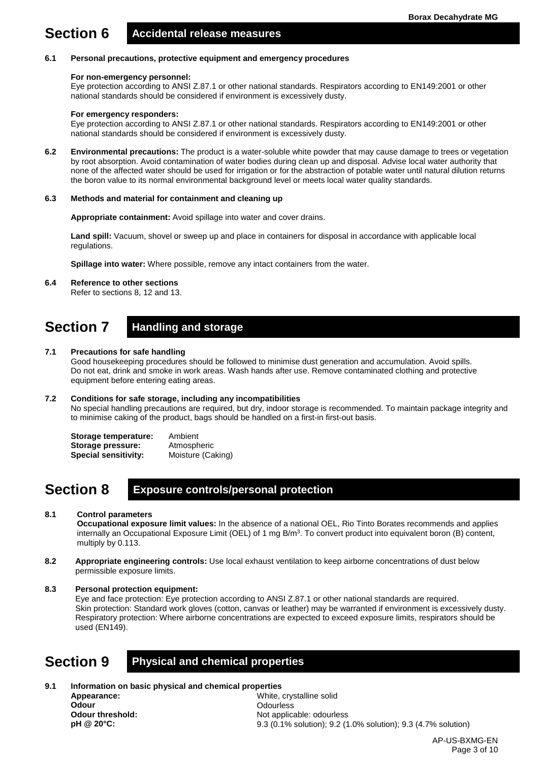# Section 6 Accidental release measures

**6.1 Personal precautions, protective equipment and emergency procedures**

**For non-emergency personnel:**
Eye protection according to ANSI Z.87.1 or other national standards. Respirators according to EN149:2001 or other national standards should be considered if environment is excessively dusty.

**For emergency responders:**
Eye protection according to ANSI Z.87.1 or other national standards. Respirators according to EN149:2001 or other national standards should be considered if environment is excessively dusty.

**6.2 Environmental precautions:** The product is a water-soluble white powder that may cause damage to trees or vegetation by root absorption. Avoid contamination of water bodies during clean up and disposal. Advise local water authority that none of the affected water should be used for irrigation or for the abstraction of potable water until natural dilution returns the boron value to its normal environmental background level or meets local water quality standards.

**6.3 Methods and material for containment and cleaning up**

**Appropriate containment:** Avoid spillage into water and cover drains.

**Land spill:** Vacuum, shovel or sweep up and place in containers for disposal in accordance with applicable local regulations.

**Spillage into water:** Where possible, remove any intact containers from the water.

**6.4 Reference to other sections**
Refer to sections 8, 12 and 13.

# Section 7 Handling and storage

**7.1 Precautions for safe handling**
Good housekeeping procedures should be followed to minimise dust generation and accumulation. Avoid spills. Do not eat, drink and smoke in work areas. Wash hands after use. Remove contaminated clothing and protective equipment before entering eating areas.

**7.2 Conditions for safe storage, including any incompatibilities**
No special handling precautions are required, but dry, indoor storage is recommended. To maintain package integrity and to minimise caking of the product, bags should be handled on a first-in first-out basis.

**Storage temperature:** Ambient
**Storage pressure:** Atmospheric
**Special sensitivity:** Moisture (Caking)

# Section 8 Exposure controls/personal protection

**8.1 Control parameters**
**Occupational exposure limit values:** In the absence of a national OEL, Rio Tinto Borates recommends and applies internally an Occupational Exposure Limit (OEL) of 1 mg B/m$^3$. To convert product into equivalent boron (B) content, multiply by 0.113.

**8.2 Appropriate engineering controls:** Use local exhaust ventilation to keep airborne concentrations of dust below permissible exposure limits.

**8.3 Personal protection equipment:**
Eye and face protection: Eye protection according to ANSI Z.87.1 or other national standards are required.
Skin protection: Standard work gloves (cotton, canvas or leather) may be warranted if environment is excessively dusty.
Respiratory protection: Where airborne concentrations are expected to exceed exposure limits, respirators should be used (EN149).

# Section 9 Physical and chemical properties

**9.1 Information on basic physical and chemical properties**

**Appearance:** White, crystalline solid
**Odour** Odourless
**Odour threshold:** Not applicable: odourless
**pH @ 20°C:** 9.3 (0.1% solution); 9.2 (1.0% solution); 9.3 (4.7% solution)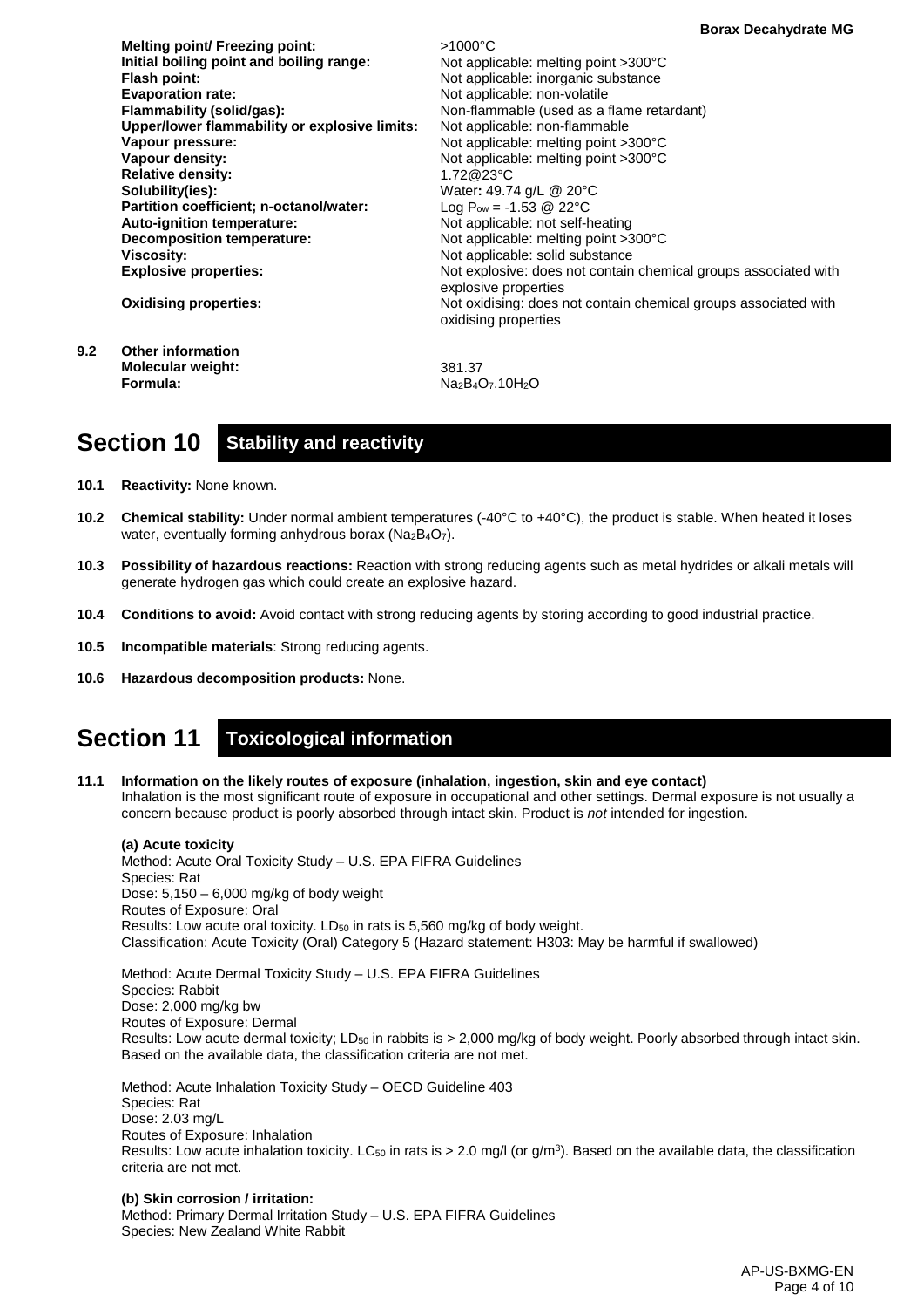| | |
|---|---|
| **Melting point/ Freezing point:** | >1000°C |
| **Initial boiling point and boiling range:** | Not applicable: melting point >300°C |
| **Flash point:** | Not applicable: inorganic substance |
| **Evaporation rate:** | Not applicable: non-volatile |
| **Flammability (solid/gas):** | Non-flammable (used as a flame retardant) |
| **Upper/lower flammability or explosive limits:** | Not applicable: non-flammable |
| **Vapour pressure:** | Not applicable: melting point >300°C |
| **Vapour density:** | Not applicable: melting point >300°C |
| **Relative density:** | 1.72@23°C |
| **Solubility(ies):** | Water**:** 49.74 g/L @ 20°C |
| **Partition coefficient; n-octanol/water:** | Log $P_{ow}$ = -1.53 @ 22°C |
| **Auto-ignition temperature:** | Not applicable: not self-heating |
| **Decomposition temperature:** | Not applicable: melting point >300°C |
| **Viscosity:** | Not applicable: solid substance |
| **Explosive properties:** | Not explosive: does not contain chemical groups associated with explosive properties |
| **Oxidising properties:** | Not oxidising: does not contain chemical groups associated with oxidising properties |

**9.2 Other information**

| | |
|---|---|
| **Molecular weight:** | 381.37 |
| **Formula:** | $Na_2B_4O_7.10H_2O$ |

# Section 10 Stability and reactivity

**10.1 Reactivity:** None known.

**10.2 Chemical stability:** Under normal ambient temperatures (-40°C to +40°C), the product is stable. When heated it loses water, eventually forming anhydrous borax ($Na_2B_4O_7$).

**10.3 Possibility of hazardous reactions:** Reaction with strong reducing agents such as metal hydrides or alkali metals will generate hydrogen gas which could create an explosive hazard.

**10.4 Conditions to avoid:** Avoid contact with strong reducing agents by storing according to good industrial practice.

**10.5 Incompatible materials**: Strong reducing agents.

**10.6 Hazardous decomposition products:** None.

# Section 11 Toxicological information

**11.1 Information on the likely routes of exposure (inhalation, ingestion, skin and eye contact)**
Inhalation is the most significant route of exposure in occupational and other settings. Dermal exposure is not usually a concern because product is poorly absorbed through intact skin. Product is *not* intended for ingestion.

**(a) Acute toxicity**
Method: Acute Oral Toxicity Study – U.S. EPA FIFRA Guidelines
Species: Rat
Dose: 5,150 – 6,000 mg/kg of body weight
Routes of Exposure: Oral
Results: Low acute oral toxicity. $LD_{50}$ in rats is 5,560 mg/kg of body weight.
Classification: Acute Toxicity (Oral) Category 5 (Hazard statement: H303: May be harmful if swallowed)

Method: Acute Dermal Toxicity Study – U.S. EPA FIFRA Guidelines
Species: Rabbit
Dose: 2,000 mg/kg bw
Routes of Exposure: Dermal
Results: Low acute dermal toxicity; $LD_{50}$ in rabbits is > 2,000 mg/kg of body weight. Poorly absorbed through intact skin. Based on the available data, the classification criteria are not met.

Method: Acute Inhalation Toxicity Study – OECD Guideline 403
Species: Rat
Dose: 2.03 mg/L
Routes of Exposure: Inhalation
Results: Low acute inhalation toxicity. $LC_{50}$ in rats is > 2.0 mg/l (or g/m$^3$). Based on the available data, the classification criteria are not met.

**(b) Skin corrosion / irritation:**
Method: Primary Dermal Irritation Study – U.S. EPA FIFRA Guidelines
Species: New Zealand White Rabbit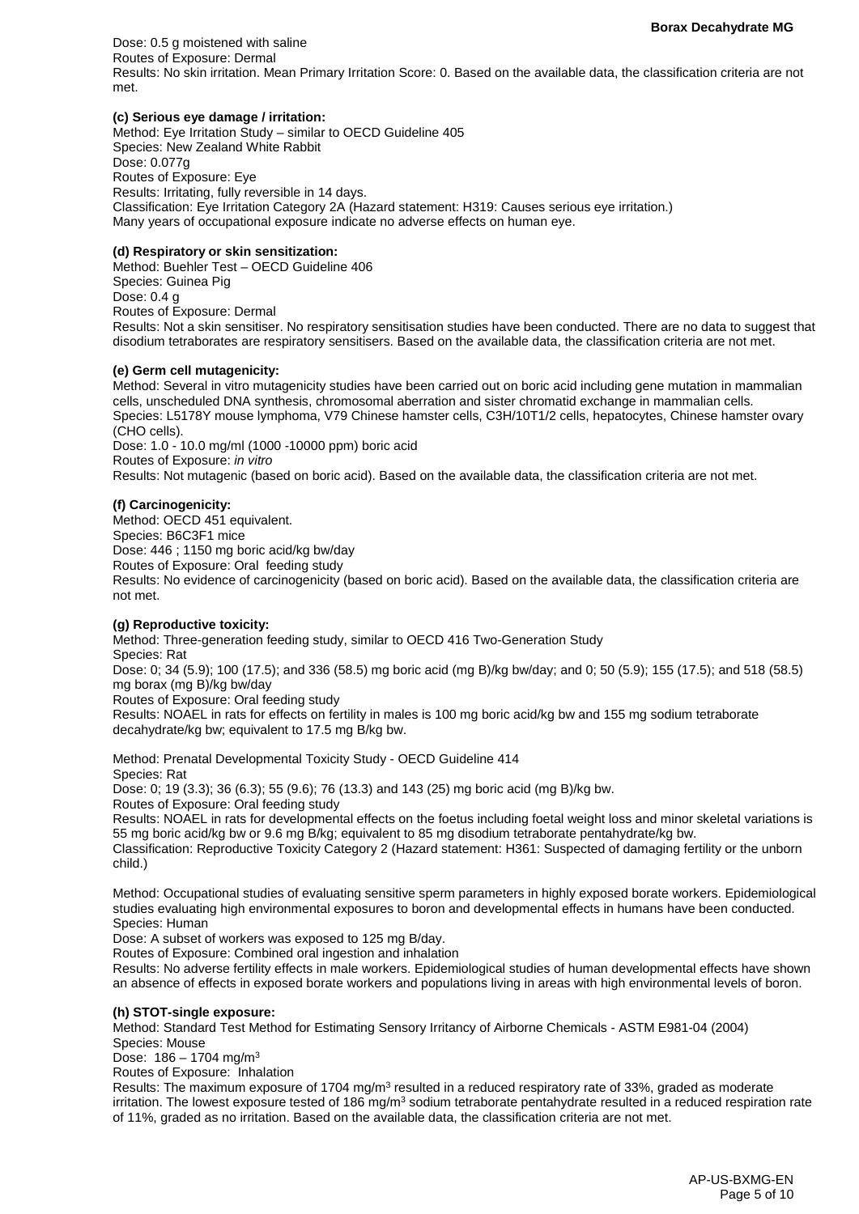Dose: 0.5 g moistened with saline
Routes of Exposure: Dermal
Results: No skin irritation. Mean Primary Irritation Score: 0. Based on the available data, the classification criteria are not met.

**(c) Serious eye damage / irritation:**
Method: Eye Irritation Study – similar to OECD Guideline 405
Species: New Zealand White Rabbit
Dose: 0.077g
Routes of Exposure: Eye
Results: Irritating, fully reversible in 14 days.
Classification: Eye Irritation Category 2A (Hazard statement: H319: Causes serious eye irritation.)
Many years of occupational exposure indicate no adverse effects on human eye.

**(d) Respiratory or skin sensitization:**
Method: Buehler Test – OECD Guideline 406
Species: Guinea Pig
Dose: 0.4 g
Routes of Exposure: Dermal
Results: Not a skin sensitiser. No respiratory sensitisation studies have been conducted. There are no data to suggest that disodium tetraborates are respiratory sensitisers. Based on the available data, the classification criteria are not met.

**(e) Germ cell mutagenicity:**
Method: Several in vitro mutagenicity studies have been carried out on boric acid including gene mutation in mammalian cells, unscheduled DNA synthesis, chromosomal aberration and sister chromatid exchange in mammalian cells.
Species: L5178Y mouse lymphoma, V79 Chinese hamster cells, C3H/10T1/2 cells, hepatocytes, Chinese hamster ovary (CHO cells).
Dose: 1.0 - 10.0 mg/ml (1000 -10000 ppm) boric acid
Routes of Exposure: *in vitro*
Results: Not mutagenic (based on boric acid). Based on the available data, the classification criteria are not met.

**(f) Carcinogenicity:**
Method: OECD 451 equivalent.
Species: B6C3F1 mice
Dose: 446 ; 1150 mg boric acid/kg bw/day
Routes of Exposure: Oral feeding study
Results: No evidence of carcinogenicity (based on boric acid). Based on the available data, the classification criteria are not met.

**(g) Reproductive toxicity:**
Method: Three-generation feeding study, similar to OECD 416 Two-Generation Study
Species: Rat
Dose: 0; 34 (5.9); 100 (17.5); and 336 (58.5) mg boric acid (mg B)/kg bw/day; and 0; 50 (5.9); 155 (17.5); and 518 (58.5) mg borax (mg B)/kg bw/day
Routes of Exposure: Oral feeding study
Results: NOAEL in rats for effects on fertility in males is 100 mg boric acid/kg bw and 155 mg sodium tetraborate decahydrate/kg bw; equivalent to 17.5 mg B/kg bw.

Method: Prenatal Developmental Toxicity Study - OECD Guideline 414
Species: Rat
Dose: 0; 19 (3.3); 36 (6.3); 55 (9.6); 76 (13.3) and 143 (25) mg boric acid (mg B)/kg bw.
Routes of Exposure: Oral feeding study
Results: NOAEL in rats for developmental effects on the foetus including foetal weight loss and minor skeletal variations is 55 mg boric acid/kg bw or 9.6 mg B/kg; equivalent to 85 mg disodium tetraborate pentahydrate/kg bw.
Classification: Reproductive Toxicity Category 2 (Hazard statement: H361: Suspected of damaging fertility or the unborn child.)

Method: Occupational studies of evaluating sensitive sperm parameters in highly exposed borate workers. Epidemiological studies evaluating high environmental exposures to boron and developmental effects in humans have been conducted.
Species: Human
Dose: A subset of workers was exposed to 125 mg B/day.
Routes of Exposure: Combined oral ingestion and inhalation
Results: No adverse fertility effects in male workers. Epidemiological studies of human developmental effects have shown an absence of effects in exposed borate workers and populations living in areas with high environmental levels of boron.

**(h) STOT-single exposure:**
Method: Standard Test Method for Estimating Sensory Irritancy of Airborne Chemicals - ASTM E981-04 (2004)
Species: Mouse
Dose: 186 – 1704 mg/m$^3$
Routes of Exposure: Inhalation
Results: The maximum exposure of 1704 mg/m$^3$ resulted in a reduced respiratory rate of 33%, graded as moderate irritation. The lowest exposure tested of 186 mg/m$^3$ sodium tetraborate pentahydrate resulted in a reduced respiration rate of 11%, graded as no irritation. Based on the available data, the classification criteria are not met.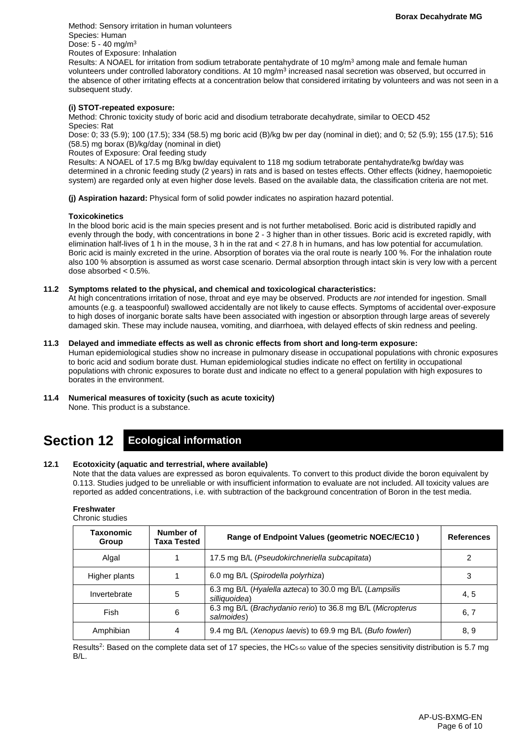Method: Sensory irritation in human volunteers
Species: Human
Dose: 5 - 40 mg/m$^3$
Routes of Exposure: Inhalation
Results: A NOAEL for irritation from sodium tetraborate pentahydrate of 10 mg/m$^3$ among male and female human volunteers under controlled laboratory conditions. At 10 mg/m$^3$ increased nasal secretion was observed, but occurred in the absence of other irritating effects at a concentration below that considered irritating by volunteers and was not seen in a subsequent study.

**(i) STOT-repeated exposure:**
Method: Chronic toxicity study of boric acid and disodium tetraborate decahydrate, similar to OECD 452
Species: Rat
Dose: 0; 33 (5.9); 100 (17.5); 334 (58.5) mg boric acid (B)/kg bw per day (nominal in diet); and 0; 52 (5.9); 155 (17.5); 516 (58.5) mg borax (B)/kg/day (nominal in diet)
Routes of Exposure: Oral feeding study
Results: A NOAEL of 17.5 mg B/kg bw/day equivalent to 118 mg sodium tetraborate pentahydrate/kg bw/day was determined in a chronic feeding study (2 years) in rats and is based on testes effects. Other effects (kidney, haemopoietic system) are regarded only at even higher dose levels. Based on the available data, the classification criteria are not met.

**(j) Aspiration hazard:** Physical form of solid powder indicates no aspiration hazard potential.

**Toxicokinetics**
In the blood boric acid is the main species present and is not further metabolised. Boric acid is distributed rapidly and evenly through the body, with concentrations in bone 2 - 3 higher than in other tissues. Boric acid is excreted rapidly, with elimination half-lives of 1 h in the mouse, 3 h in the rat and < 27.8 h in humans, and has low potential for accumulation. Boric acid is mainly excreted in the urine. Absorption of borates via the oral route is nearly 100 %. For the inhalation route also 100 % absorption is assumed as worst case scenario. Dermal absorption through intact skin is very low with a percent dose absorbed < 0.5%.

**11.2 Symptoms related to the physical, and chemical and toxicological characteristics:**
At high concentrations irritation of nose, throat and eye may be observed. Products are *not* intended for ingestion. Small amounts (e.g. a teaspoonful) swallowed accidentally are not likely to cause effects. Symptoms of accidental over-exposure to high doses of inorganic borate salts have been associated with ingestion or absorption through large areas of severely damaged skin. These may include nausea, vomiting, and diarrhoea, with delayed effects of skin redness and peeling.

**11.3 Delayed and immediate effects as well as chronic effects from short and long-term exposure:**
Human epidemiological studies show no increase in pulmonary disease in occupational populations with chronic exposures to boric acid and sodium borate dust. Human epidemiological studies indicate no effect on fertility in occupational populations with chronic exposures to borate dust and indicate no effect to a general population with high exposures to borates in the environment.

**11.4 Numerical measures of toxicity (such as acute toxicity)**
None. This product is a substance.

# Section 12 Ecological information

**12.1 Ecotoxicity (aquatic and terrestrial, where available)**
Note that the data values are expressed as boron equivalents. To convert to this product divide the boron equivalent by 0.113. Studies judged to be unreliable or with insufficient information to evaluate are not included. All toxicity values are reported as added concentrations, i.e. with subtraction of the background concentration of Boron in the test media.

**Freshwater**
Chronic studies

| Taxonomic Group | Number of Taxa Tested | Range of Endpoint Values (geometric NOEC/EC10 ) | References |
|---|---|---|---|
| Algal | 1 | 17.5 mg B/L (*Pseudokirchneriella subcapitata*) | 2 |
| Higher plants | 1 | 6.0 mg B/L (*Spirodella polyrhiza*) | 3 |
| Invertebrate | 5 | 6.3 mg B/L (*Hyalella azteca*) to 30.0 mg B/L (*Lampsilis silliquoidea*) | 4, 5 |
| Fish | 6 | 6.3 mg B/L (*Brachydanio rerio*) to 36.8 mg B/L (*Micropterus salmoides*) | 6, 7 |
| Amphibian | 4 | 9.4 mg B/L (*Xenopus laevis*) to 69.9 mg B/L (*Bufo fowleri*) | 8, 9 |

Results[2]: Based on the complete data set of 17 species, the $HC_{5\text{-}50}$ value of the species sensitivity distribution is 5.7 mg B/L.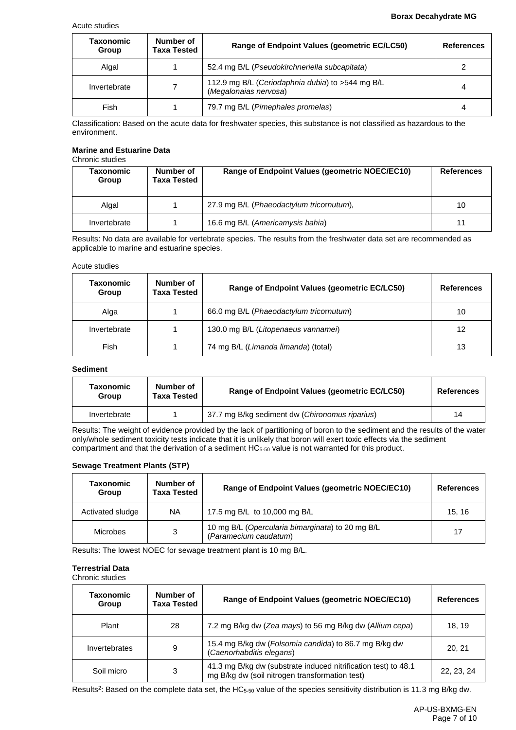Acute studies

| Taxonomic Group | Number of Taxa Tested | Range of Endpoint Values (geometric EC/LC50) | References |
|---|---|---|---|
| Algal | 1 | 52.4 mg B/L (*Pseudokirchneriella subcapitata*) | 2 |
| Invertebrate | 7 | 112.9 mg B/L (*Ceriodaphnia dubia*) to >544 mg B/L (*Megalonaias nervosa*) | 4 |
| Fish | 1 | 79.7 mg B/L (*Pimephales promelas*) | 4 |

Classification: Based on the acute data for freshwater species, this substance is not classified as hazardous to the environment.

**Marine and Estuarine Data**

Chronic studies

| Taxonomic Group | Number of Taxa Tested | Range of Endpoint Values (geometric NOEC/EC10) | References |
|---|---|---|---|
| Algal | 1 | 27.9 mg B/L (*Phaeodactylum tricornutum*), | 10 |
| Invertebrate | 1 | 16.6 mg B/L (*Americamysis bahia*) | 11 |

Results: No data are available for vertebrate species. The results from the freshwater data set are recommended as applicable to marine and estuarine species.

Acute studies

| Taxonomic Group | Number of Taxa Tested | Range of Endpoint Values (geometric EC/LC50) | References |
|---|---|---|---|
| Alga | 1 | 66.0 mg B/L (*Phaeodactylum tricornutum*) | 10 |
| Invertebrate | 1 | 130.0 mg B/L (*Litopenaeus vannamei*) | 12 |
| Fish | 1 | 74 mg B/L (*Limanda limanda*) (total) | 13 |

**Sediment**

| Taxonomic Group | Number of Taxa Tested | Range of Endpoint Values (geometric EC/LC50) | References |
|---|---|---|---|
| Invertebrate | 1 | 37.7 mg B/kg sediment dw (*Chironomus riparius*) | 14 |

Results: The weight of evidence provided by the lack of partitioning of boron to the sediment and the results of the water only/whole sediment toxicity tests indicate that it is unlikely that boron will exert toxic effects via the sediment compartment and that the derivation of a sediment $HC_{5\text{-}50}$ value is not warranted for this product.

**Sewage Treatment Plants (STP)**

| Taxonomic Group | Number of Taxa Tested | Range of Endpoint Values (geometric NOEC/EC10) | References |
|---|---|---|---|
| Activated sludge | NA | 17.5 mg B/L to 10,000 mg B/L | 15, 16 |
| Microbes | 3 | 10 mg B/L (*Opercularia bimarginata*) to 20 mg B/L (*Paramecium caudatum*) | 17 |

Results: The lowest NOEC for sewage treatment plant is 10 mg B/L.

**Terrestrial Data**

Chronic studies

| Taxonomic Group | Number of Taxa Tested | Range of Endpoint Values (geometric NOEC/EC10) | References |
|---|---|---|---|
| Plant | 28 | 7.2 mg B/kg dw (*Zea mays*) to 56 mg B/kg dw (*Allium cepa*) | 18, 19 |
| Invertebrates | 9 | 15.4 mg B/kg dw (*Folsomia candida*) to 86.7 mg B/kg dw (*Caenorhabditis elegans*) | 20, 21 |
| Soil micro | 3 | 41.3 mg B/kg dw (substrate induced nitrification test) to 48.1 mg B/kg dw (soil nitrogen transformation test) | 22, 23, 24 |

Results[2]: Based on the complete data set, the $HC_{5\text{-}50}$ value of the species sensitivity distribution is 11.3 mg B/kg dw.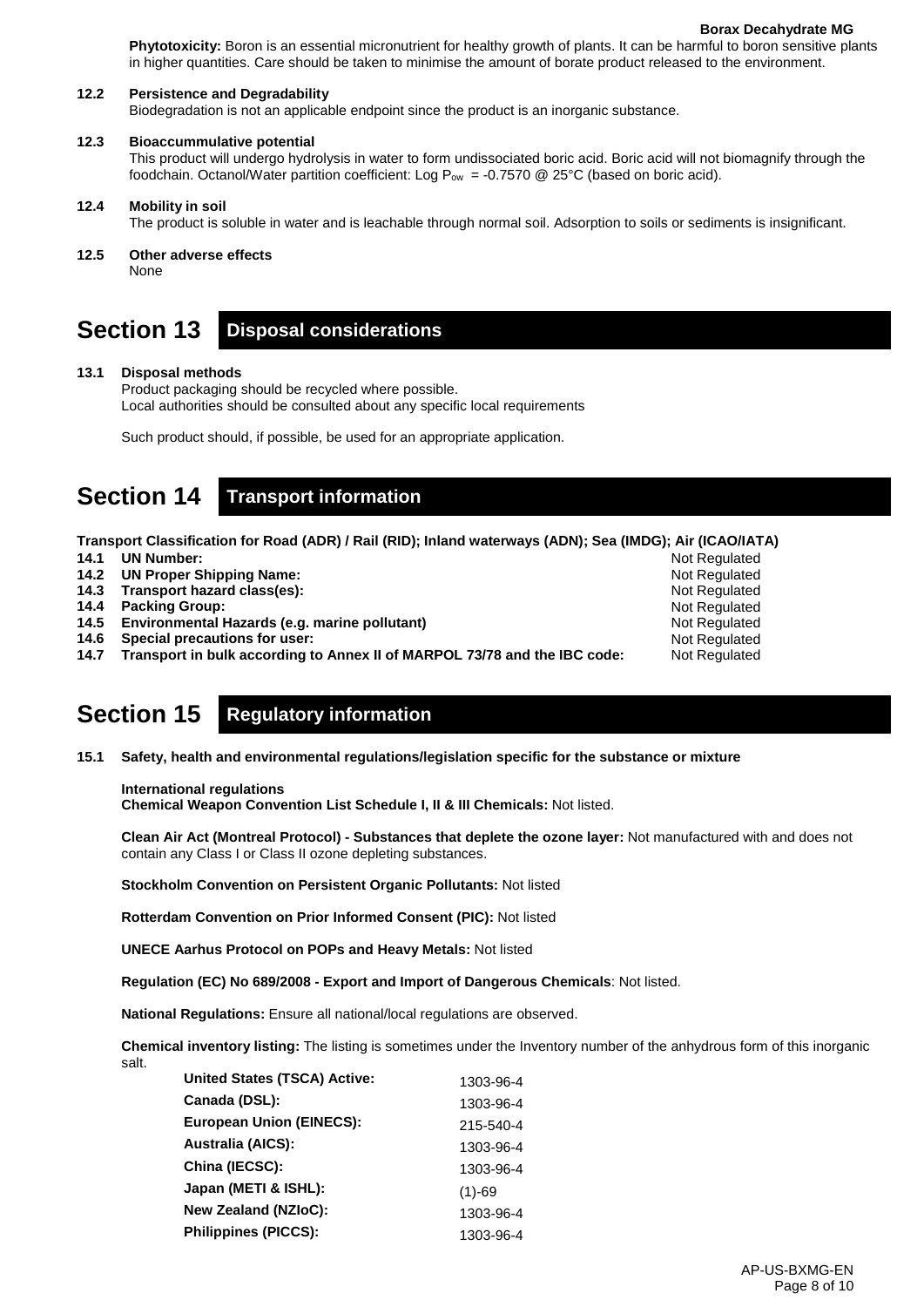**Phytotoxicity:** Boron is an essential micronutrient for healthy growth of plants. It can be harmful to boron sensitive plants in higher quantities. Care should be taken to minimise the amount of borate product released to the environment.

**12.2 Persistence and Degradability**

Biodegradation is not an applicable endpoint since the product is an inorganic substance.

**12.3 Bioaccummulative potential**

This product will undergo hydrolysis in water to form undissociated boric acid. Boric acid will not biomagnify through the foodchain. Octanol/Water partition coefficient: Log $P_{ow}$ = -0.7570 @ 25°C (based on boric acid).

**12.4 Mobility in soil**

The product is soluble in water and is leachable through normal soil. Adsorption to soils or sediments is insignificant.

**12.5 Other adverse effects**

None

# Section 13 Disposal considerations

**13.1 Disposal methods**

Product packaging should be recycled where possible.
Local authorities should be consulted about any specific local requirements

Such product should, if possible, be used for an appropriate application.

# Section 14 Transport information

**Transport Classification for Road (ADR) / Rail (RID); Inland waterways (ADN); Sea (IMDG); Air (ICAO/IATA)**

| | | |
|---|---|---|
| **14.1** | **UN Number:** | Not Regulated |
| **14.2** | **UN Proper Shipping Name:** | Not Regulated |
| **14.3** | **Transport hazard class(es):** | Not Regulated |
| **14.4** | **Packing Group:** | Not Regulated |
| **14.5** | **Environmental Hazards (e.g. marine pollutant)** | Not Regulated |
| **14.6** | **Special precautions for user:** | Not Regulated |
| **14.7** | **Transport in bulk according to Annex II of MARPOL 73/78 and the IBC code:** | Not Regulated |

# Section 15 Regulatory information

**15.1 Safety, health and environmental regulations/legislation specific for the substance or mixture**

**International regulations**
**Chemical Weapon Convention List Schedule I, II & III Chemicals:** Not listed.

**Clean Air Act (Montreal Protocol) - Substances that deplete the ozone layer:** Not manufactured with and does not contain any Class I or Class II ozone depleting substances.

**Stockholm Convention on Persistent Organic Pollutants:** Not listed

**Rotterdam Convention on Prior Informed Consent (PIC):** Not listed

**UNECE Aarhus Protocol on POPs and Heavy Metals:** Not listed

**Regulation (EC) No 689/2008 - Export and Import of Dangerous Chemicals**: Not listed.

**National Regulations:** Ensure all national/local regulations are observed.

**Chemical inventory listing:** The listing is sometimes under the Inventory number of the anhydrous form of this inorganic salt.

| | |
|---|---|
| **United States (TSCA) Active:** | 1303-96-4 |
| **Canada (DSL):** | 1303-96-4 |
| **European Union (EINECS):** | 215-540-4 |
| **Australia (AICS):** | 1303-96-4 |
| **China (IECSC):** | 1303-96-4 |
| **Japan (METI & ISHL):** | (1)-69 |
| **New Zealand (NZIoC):** | 1303-96-4 |
| **Philippines (PICCS):** | 1303-96-4 |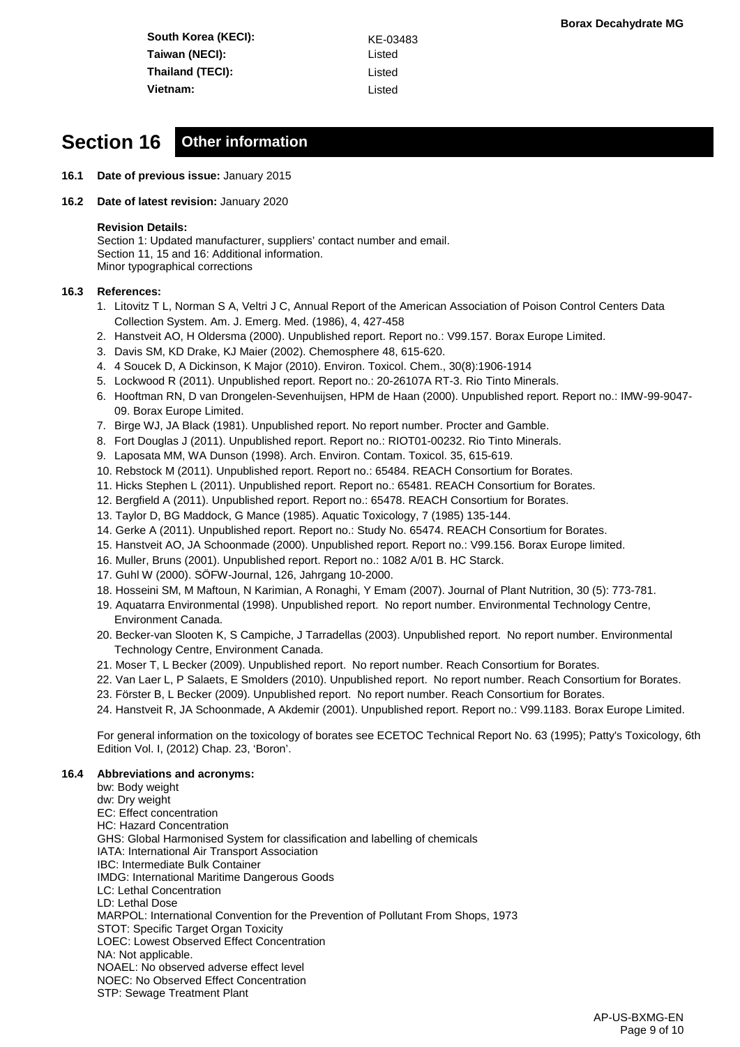| | |
|---|---|
| **South Korea (KECI):** | KE-03483 |
| **Taiwan (NECI):** | Listed |
| **Thailand (TECI):** | Listed |
| **Vietnam:** | Listed |

## Section 16 Other information

**16.1 Date of previous issue:** January 2015

**16.2 Date of latest revision:** January 2020

**Revision Details:**
Section 1: Updated manufacturer, suppliers' contact number and email.
Section 11, 15 and 16: Additional information.
Minor typographical corrections

**16.3 References:**

1. Litovitz T L, Norman S A, Veltri J C, Annual Report of the American Association of Poison Control Centers Data Collection System. Am. J. Emerg. Med. (1986), 4, 427-458
2. Hanstveit AO, H Oldersma (2000). Unpublished report. Report no.: V99.157. Borax Europe Limited.
3. Davis SM, KD Drake, KJ Maier (2002). Chemosphere 48, 615-620.
4. 4 Soucek D, A Dickinson, K Major (2010). Environ. Toxicol. Chem., 30(8):1906-1914
5. Lockwood R (2011). Unpublished report. Report no.: 20-26107A RT-3. Rio Tinto Minerals.
6. Hooftman RN, D van Drongelen-Sevenhuijsen, HPM de Haan (2000). Unpublished report. Report no.: IMW-99-9047-09. Borax Europe Limited.
7. Birge WJ, JA Black (1981). Unpublished report. No report number. Procter and Gamble.
8. Fort Douglas J (2011). Unpublished report. Report no.: RIOT01-00232. Rio Tinto Minerals.
9. Laposata MM, WA Dunson (1998). Arch. Environ. Contam. Toxicol. 35, 615-619.
10. Rebstock M (2011). Unpublished report. Report no.: 65484. REACH Consortium for Borates.
11. Hicks Stephen L (2011). Unpublished report. Report no.: 65481. REACH Consortium for Borates.
12. Bergfield A (2011). Unpublished report. Report no.: 65478. REACH Consortium for Borates.
13. Taylor D, BG Maddock, G Mance (1985). Aquatic Toxicology, 7 (1985) 135-144.
14. Gerke A (2011). Unpublished report. Report no.: Study No. 65474. REACH Consortium for Borates.
15. Hanstveit AO, JA Schoonmade (2000). Unpublished report. Report no.: V99.156. Borax Europe limited.
16. Muller, Bruns (2001). Unpublished report. Report no.: 1082 A/01 B. HC Starck.
17. Guhl W (2000). SÖFW-Journal, 126, Jahrgang 10-2000.
18. Hosseini SM, M Maftoun, N Karimian, A Ronaghi, Y Emam (2007). Journal of Plant Nutrition, 30 (5): 773-781.
19. Aquatarra Environmental (1998). Unpublished report. No report number. Environmental Technology Centre, Environment Canada.
20. Becker-van Slooten K, S Campiche, J Tarradellas (2003). Unpublished report. No report number. Environmental Technology Centre, Environment Canada.
21. Moser T, L Becker (2009). Unpublished report. No report number. Reach Consortium for Borates.
22. Van Laer L, P Salaets, E Smolders (2010). Unpublished report. No report number. Reach Consortium for Borates.
23. Förster B, L Becker (2009). Unpublished report. No report number. Reach Consortium for Borates.
24. Hanstveit R, JA Schoonmade, A Akdemir (2001). Unpublished report. Report no.: V99.1183. Borax Europe Limited.

For general information on the toxicology of borates see ECETOC Technical Report No. 63 (1995); Patty's Toxicology, 6th Edition Vol. I, (2012) Chap. 23, 'Boron'.

**16.4 Abbreviations and acronyms:**

bw: Body weight
dw: Dry weight
EC: Effect concentration
HC: Hazard Concentration
GHS: Global Harmonised System for classification and labelling of chemicals
IATA: International Air Transport Association
IBC: Intermediate Bulk Container
IMDG: International Maritime Dangerous Goods
LC: Lethal Concentration
LD: Lethal Dose
MARPOL: International Convention for the Prevention of Pollutant From Shops, 1973
STOT: Specific Target Organ Toxicity
LOEC: Lowest Observed Effect Concentration
NA: Not applicable.
NOAEL: No observed adverse effect level
NOEC: No Observed Effect Concentration
STP: Sewage Treatment Plant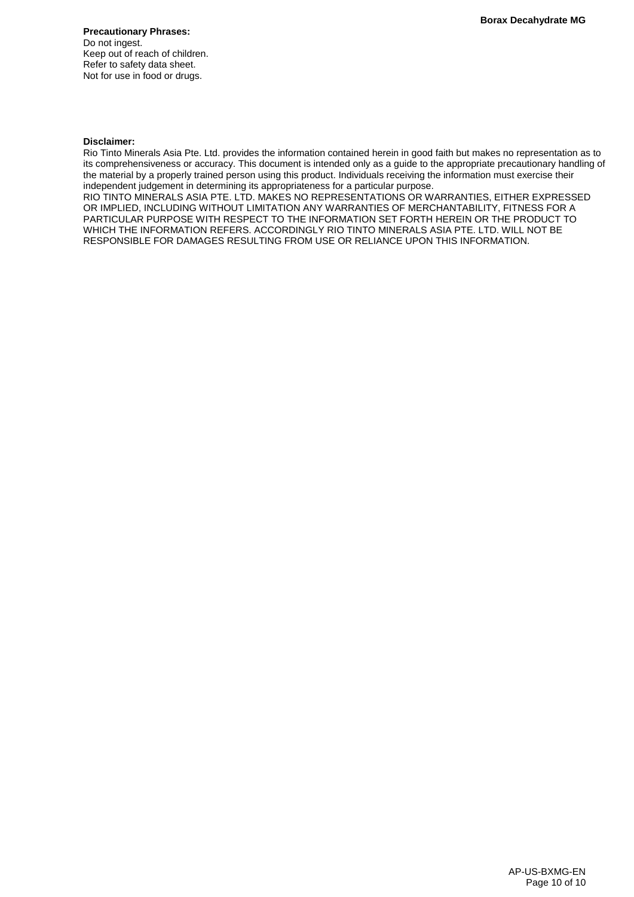**Precautionary Phrases:**

Do not ingest.
Keep out of reach of children.
Refer to safety data sheet.
Not for use in food or drugs.

**Disclaimer:**

Rio Tinto Minerals Asia Pte. Ltd. provides the information contained herein in good faith but makes no representation as to its comprehensiveness or accuracy. This document is intended only as a guide to the appropriate precautionary handling of the material by a properly trained person using this product. Individuals receiving the information must exercise their independent judgement in determining its appropriateness for a particular purpose.
RIO TINTO MINERALS ASIA PTE. LTD. MAKES NO REPRESENTATIONS OR WARRANTIES, EITHER EXPRESSED OR IMPLIED, INCLUDING WITHOUT LIMITATION ANY WARRANTIES OF MERCHANTABILITY, FITNESS FOR A PARTICULAR PURPOSE WITH RESPECT TO THE INFORMATION SET FORTH HEREIN OR THE PRODUCT TO WHICH THE INFORMATION REFERS. ACCORDINGLY RIO TINTO MINERALS ASIA PTE. LTD. WILL NOT BE RESPONSIBLE FOR DAMAGES RESULTING FROM USE OR RELIANCE UPON THIS INFORMATION.